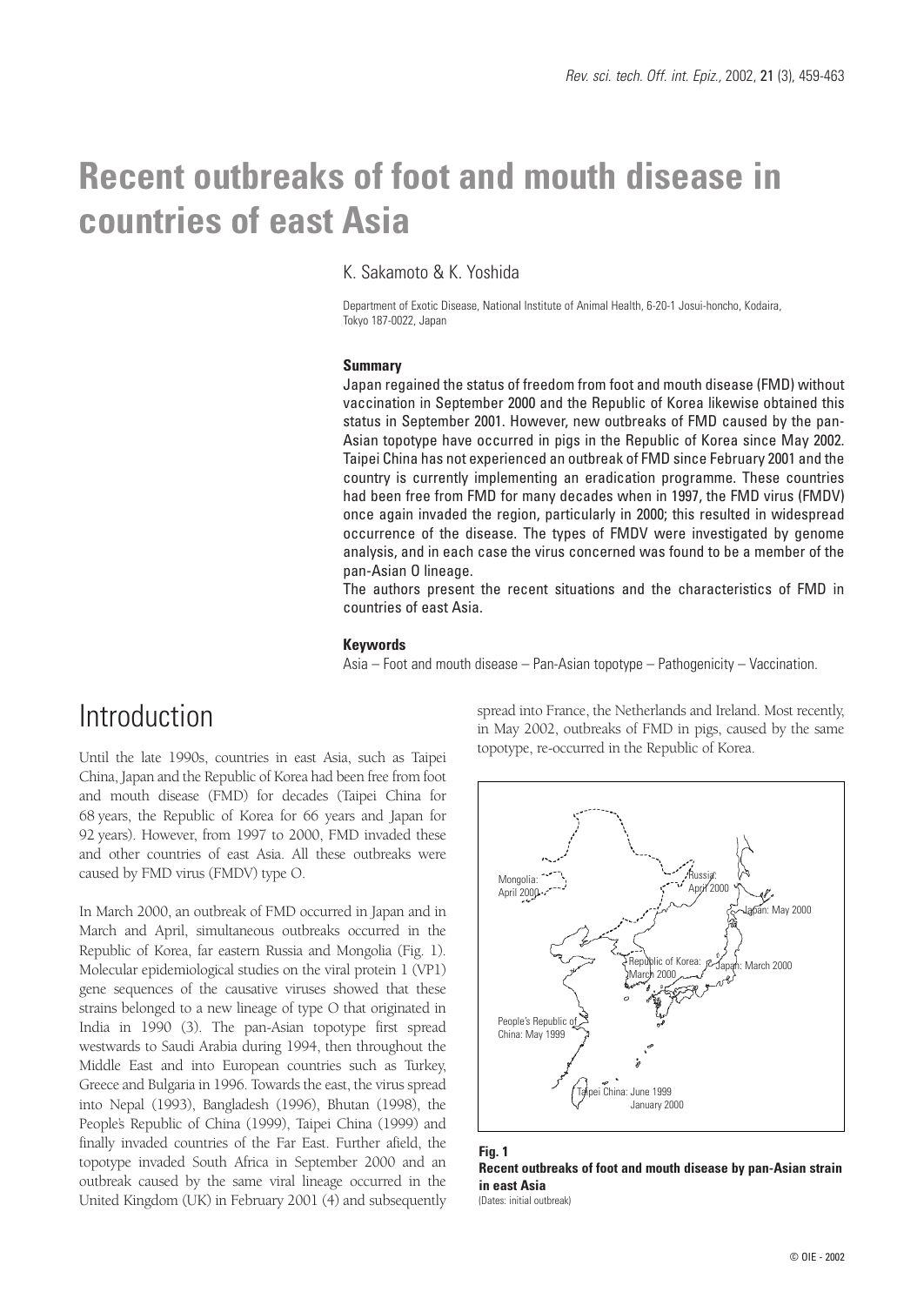# Recent outbreaks of foot and mouth disease in countries of east Asia

K. Sakamoto & K. Yoshida

Department of Exotic Disease, National Institute of Animal Health, 6-20-1 Josui-honcho, Kodaira, Tokyo 187-0022, Japan

### Summary

Japan regained the status of freedom from foot and mouth disease (FMD) without vaccination in September 2000 and the Republic of Korea likewise obtained this status in September 2001. However, new outbreaks of FMD caused by the pan-Asian topotype have occurred in pigs in the Republic of Korea since May 2002. Taipei China has not experienced an outbreak of FMD since February 2001 and the country is currently implementing an eradication programme. These countries had been free from FMD for many decades when in 1997, the FMD virus (FMDV) once again invaded the region, particularly in 2000; this resulted in widespread occurrence of the disease. The types of FMDV were investigated by genome analysis, and in each case the virus concerned was found to be a member of the pan-Asian O lineage.

The authors present the recent situations and the characteristics of FMD in countries of east Asia.

### Keywords

Asia – Foot and mouth disease – Pan-Asian topotype – Pathogenicity – Vaccination.

## Introduction

Until the late 1990s, countries in east Asia, such as Taipei China, Japan and the Republic of Korea had been free from foot and mouth disease (FMD) for decades (Taipei China for 68 years, the Republic of Korea for 66 years and Japan for 92 years). However, from 1997 to 2000, FMD invaded these and other countries of east Asia. All these outbreaks were caused by FMD virus (FMDV) type O.

In March 2000, an outbreak of FMD occurred in Japan and in March and April, simultaneous outbreaks occurred in the Republic of Korea, far eastern Russia and Mongolia (Fig. 1). Molecular epidemiological studies on the viral protein 1 (VP1) gene sequences of the causative viruses showed that these strains belonged to a new lineage of type O that originated in India in 1990 (3). The pan-Asian topotype first spread westwards to Saudi Arabia during 1994, then throughout the Middle East and into European countries such as Turkey, Greece and Bulgaria in 1996. Towards the east, the virus spread into Nepal (1993), Bangladesh (1996), Bhutan (1998), the People's Republic of China (1999), Taipei China (1999) and finally invaded countries of the Far East. Further afield, the topotype invaded South Africa in September 2000 and an outbreak caused by the same viral lineage occurred in the United Kingdom (UK) in February 2001 (4) and subsequently spread into France, the Netherlands and Ireland. Most recently, in May 2002, outbreaks of FMD in pigs, caused by the same topotype, re-occurred in the Republic of Korea.

Mongolia: April 2000
Russia: April 2000
Japan: May 2000
Republic of Korea: March 2000
Japan: March 2000
People's Republic of China: May 1999
Taipei China: June 1999, January 2000

**Fig. 1**
**Recent outbreaks of foot and mouth disease by pan-Asian strain in east Asia**
(Dates: initial outbreak)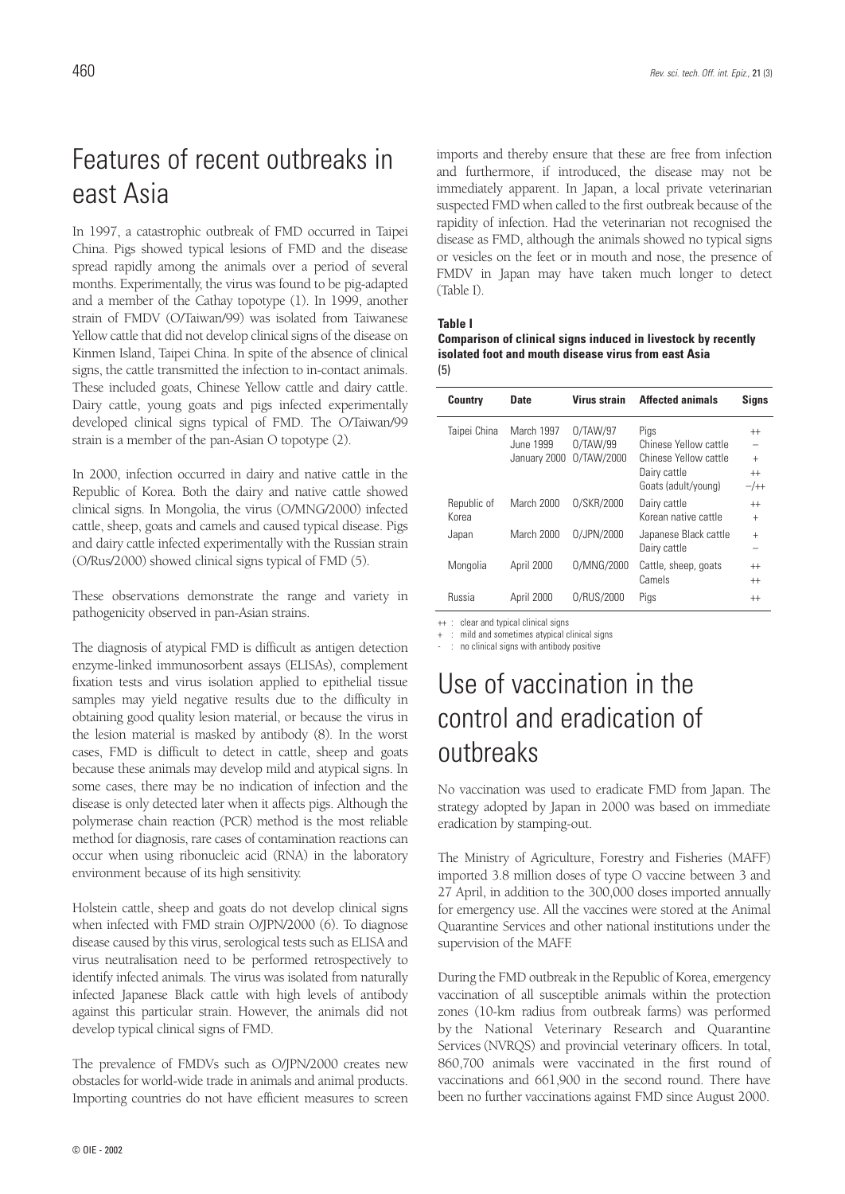# Features of recent outbreaks in east Asia

In 1997, a catastrophic outbreak of FMD occurred in Taipei China. Pigs showed typical lesions of FMD and the disease spread rapidly among the animals over a period of several months. Experimentally, the virus was found to be pig-adapted and a member of the Cathay topotype (1). In 1999, another strain of FMDV (O/Taiwan/99) was isolated from Taiwanese Yellow cattle that did not develop clinical signs of the disease on Kinmen Island, Taipei China. In spite of the absence of clinical signs, the cattle transmitted the infection to in-contact animals. These included goats, Chinese Yellow cattle and dairy cattle. Dairy cattle, young goats and pigs infected experimentally developed clinical signs typical of FMD. The O/Taiwan/99 strain is a member of the pan-Asian O topotype (2).

In 2000, infection occurred in dairy and native cattle in the Republic of Korea. Both the dairy and native cattle showed clinical signs. In Mongolia, the virus (O/MNG/2000) infected cattle, sheep, goats and camels and caused typical disease. Pigs and dairy cattle infected experimentally with the Russian strain (O/Rus/2000) showed clinical signs typical of FMD (5).

These observations demonstrate the range and variety in pathogenicity observed in pan-Asian strains.

The diagnosis of atypical FMD is difficult as antigen detection enzyme-linked immunosorbent assays (ELISAs), complement fixation tests and virus isolation applied to epithelial tissue samples may yield negative results due to the difficulty in obtaining good quality lesion material, or because the virus in the lesion material is masked by antibody (8). In the worst cases, FMD is difficult to detect in cattle, sheep and goats because these animals may develop mild and atypical signs. In some cases, there may be no indication of infection and the disease is only detected later when it affects pigs. Although the polymerase chain reaction (PCR) method is the most reliable method for diagnosis, rare cases of contamination reactions can occur when using ribonucleic acid (RNA) in the laboratory environment because of its high sensitivity.

Holstein cattle, sheep and goats do not develop clinical signs when infected with FMD strain O/JPN/2000 (6). To diagnose disease caused by this virus, serological tests such as ELISA and virus neutralisation need to be performed retrospectively to identify infected animals. The virus was isolated from naturally infected Japanese Black cattle with high levels of antibody against this particular strain. However, the animals did not develop typical clinical signs of FMD.

The prevalence of FMDVs such as O/JPN/2000 creates new obstacles for world-wide trade in animals and animal products. Importing countries do not have efficient measures to screen imports and thereby ensure that these are free from infection and furthermore, if introduced, the disease may not be immediately apparent. In Japan, a local private veterinarian suspected FMD when called to the first outbreak because of the rapidity of infection. Had the veterinarian not recognised the disease as FMD, although the animals showed no typical signs or vesicles on the feet or in mouth and nose, the presence of FMDV in Japan may have taken much longer to detect (Table I).

**Table I**
**Comparison of clinical signs induced in livestock by recently isolated foot and mouth disease virus from east Asia (5)**

| Country | Date | Virus strain | Affected animals | Signs |
|---|---|---|---|---|
| Taipei China | March 1997 | O/TAW/97 | Pigs | ++ |
| | June 1999 | O/TAW/99 | Chinese Yellow cattle | – |
| | January 2000 | O/TAW/2000 | Chinese Yellow cattle | + |
| | | | Dairy cattle | ++ |
| | | | Goats (adult/young) | –/++ |
| Republic of Korea | March 2000 | O/SKR/2000 | Dairy cattle | ++ |
| | | | Korean native cattle | + |
| Japan | March 2000 | O/JPN/2000 | Japanese Black cattle | + |
| | | | Dairy cattle | – |
| Mongolia | April 2000 | O/MNG/2000 | Cattle, sheep, goats | ++ |
| | | | Camels | ++ |
| Russia | April 2000 | O/RUS/2000 | Pigs | ++ |

++ : clear and typical clinical signs
+ : mild and sometimes atypical clinical signs
- : no clinical signs with antibody positive

# Use of vaccination in the control and eradication of outbreaks

No vaccination was used to eradicate FMD from Japan. The strategy adopted by Japan in 2000 was based on immediate eradication by stamping-out.

The Ministry of Agriculture, Forestry and Fisheries (MAFF) imported 3.8 million doses of type O vaccine between 3 and 27 April, in addition to the 300,000 doses imported annually for emergency use. All the vaccines were stored at the Animal Quarantine Services and other national institutions under the supervision of the MAFF.

During the FMD outbreak in the Republic of Korea, emergency vaccination of all susceptible animals within the protection zones (10-km radius from outbreak farms) was performed by the National Veterinary Research and Quarantine Services (NVRQS) and provincial veterinary officers. In total, 860,700 animals were vaccinated in the first round of vaccinations and 661,900 in the second round. There have been no further vaccinations against FMD since August 2000.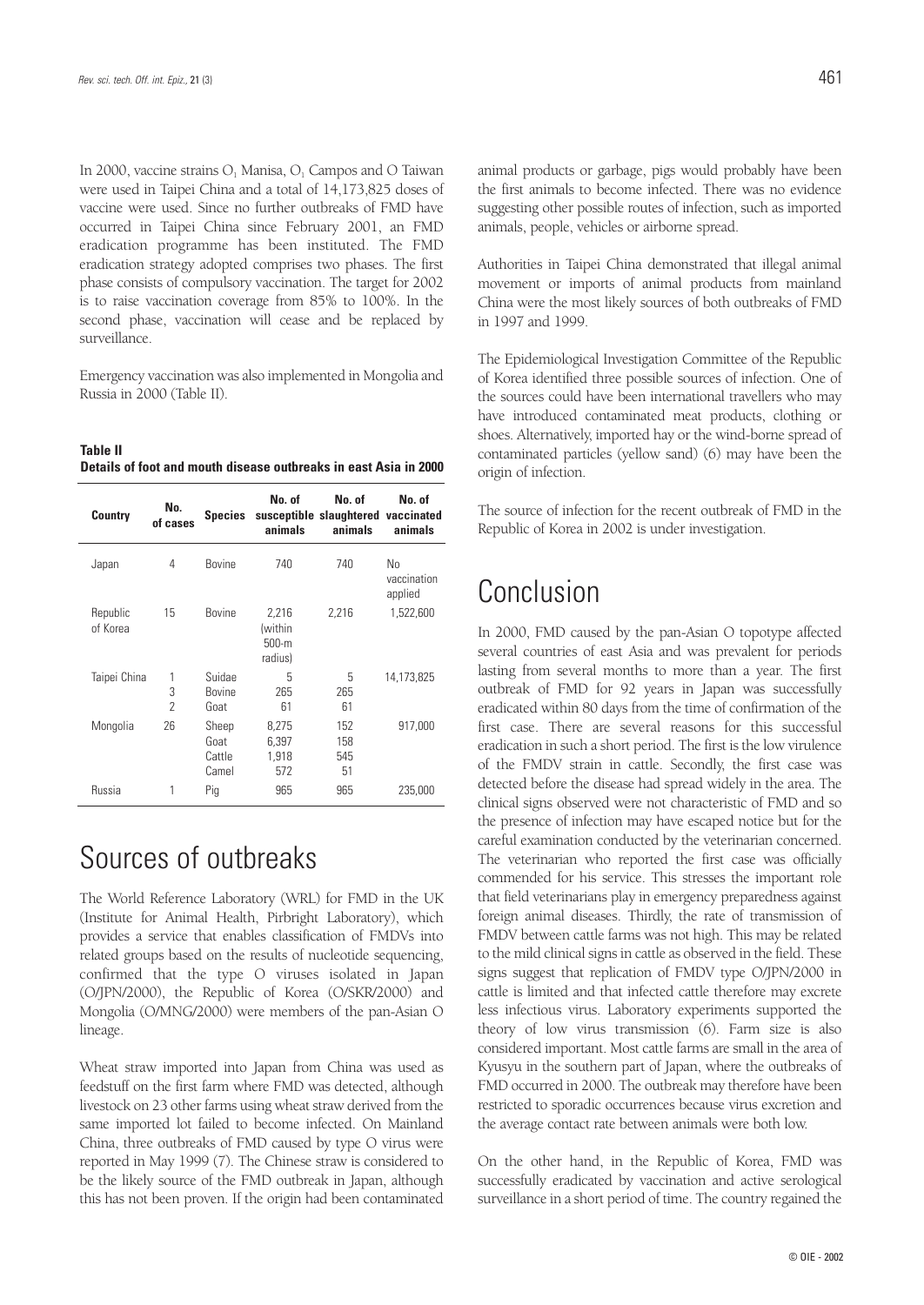In 2000, vaccine strains $O_1$ Manisa, $O_1$ Campos and O Taiwan were used in Taipei China and a total of 14,173,825 doses of vaccine were used. Since no further outbreaks of FMD have occurred in Taipei China since February 2001, an FMD eradication programme has been instituted. The FMD eradication strategy adopted comprises two phases. The first phase consists of compulsory vaccination. The target for 2002 is to raise vaccination coverage from 85% to 100%. In the second phase, vaccination will cease and be replaced by surveillance.

Emergency vaccination was also implemented in Mongolia and Russia in 2000 (Table II).

**Table II**
**Details of foot and mouth disease outbreaks in east Asia in 2000**

| Country | No. of cases | Species | No. of susceptible animals | No. of slaughtered animals | No. of vaccinated animals |
|---|---|---|---|---|---|
| Japan | 4 | Bovine | 740 | 740 | No vaccination applied |
| Republic of Korea | 15 | Bovine | 2,216 (within 500-m radius) | 2,216 | 1,522,600 |
| Taipei China | 1 | Suidae | 5 | 5 | 14,173,825 |
| | 3 | Bovine | 265 | 265 | |
| | 2 | Goat | 61 | 61 | |
| Mongolia | 26 | Sheep | 8,275 | 152 | 917,000 |
| | | Goat | 6,397 | 158 | |
| | | Cattle | 1,918 | 545 | |
| | | Camel | 572 | 51 | |
| Russia | 1 | Pig | 965 | 965 | 235,000 |

# Sources of outbreaks

The World Reference Laboratory (WRL) for FMD in the UK (Institute for Animal Health, Pirbright Laboratory), which provides a service that enables classification of FMDVs into related groups based on the results of nucleotide sequencing, confirmed that the type O viruses isolated in Japan (O/JPN/2000), the Republic of Korea (O/SKR/2000) and Mongolia (O/MNG/2000) were members of the pan-Asian O lineage.

Wheat straw imported into Japan from China was used as feedstuff on the first farm where FMD was detected, although livestock on 23 other farms using wheat straw derived from the same imported lot failed to become infected. On Mainland China, three outbreaks of FMD caused by type O virus were reported in May 1999 (7). The Chinese straw is considered to be the likely source of the FMD outbreak in Japan, although this has not been proven. If the origin had been contaminated animal products or garbage, pigs would probably have been the first animals to become infected. There was no evidence suggesting other possible routes of infection, such as imported animals, people, vehicles or airborne spread.

Authorities in Taipei China demonstrated that illegal animal movement or imports of animal products from mainland China were the most likely sources of both outbreaks of FMD in 1997 and 1999.

The Epidemiological Investigation Committee of the Republic of Korea identified three possible sources of infection. One of the sources could have been international travellers who may have introduced contaminated meat products, clothing or shoes. Alternatively, imported hay or the wind-borne spread of contaminated particles (yellow sand) (6) may have been the origin of infection.

The source of infection for the recent outbreak of FMD in the Republic of Korea in 2002 is under investigation.

# Conclusion

In 2000, FMD caused by the pan-Asian O topotype affected several countries of east Asia and was prevalent for periods lasting from several months to more than a year. The first outbreak of FMD for 92 years in Japan was successfully eradicated within 80 days from the time of confirmation of the first case. There are several reasons for this successful eradication in such a short period. The first is the low virulence of the FMDV strain in cattle. Secondly, the first case was detected before the disease had spread widely in the area. The clinical signs observed were not characteristic of FMD and so the presence of infection may have escaped notice but for the careful examination conducted by the veterinarian concerned. The veterinarian who reported the first case was officially commended for his service. This stresses the important role that field veterinarians play in emergency preparedness against foreign animal diseases. Thirdly, the rate of transmission of FMDV between cattle farms was not high. This may be related to the mild clinical signs in cattle as observed in the field. These signs suggest that replication of FMDV type O/JPN/2000 in cattle is limited and that infected cattle therefore may excrete less infectious virus. Laboratory experiments supported the theory of low virus transmission (6). Farm size is also considered important. Most cattle farms are small in the area of Kyusyu in the southern part of Japan, where the outbreaks of FMD occurred in 2000. The outbreak may therefore have been restricted to sporadic occurrences because virus excretion and the average contact rate between animals were both low.

On the other hand, in the Republic of Korea, FMD was successfully eradicated by vaccination and active serological surveillance in a short period of time. The country regained the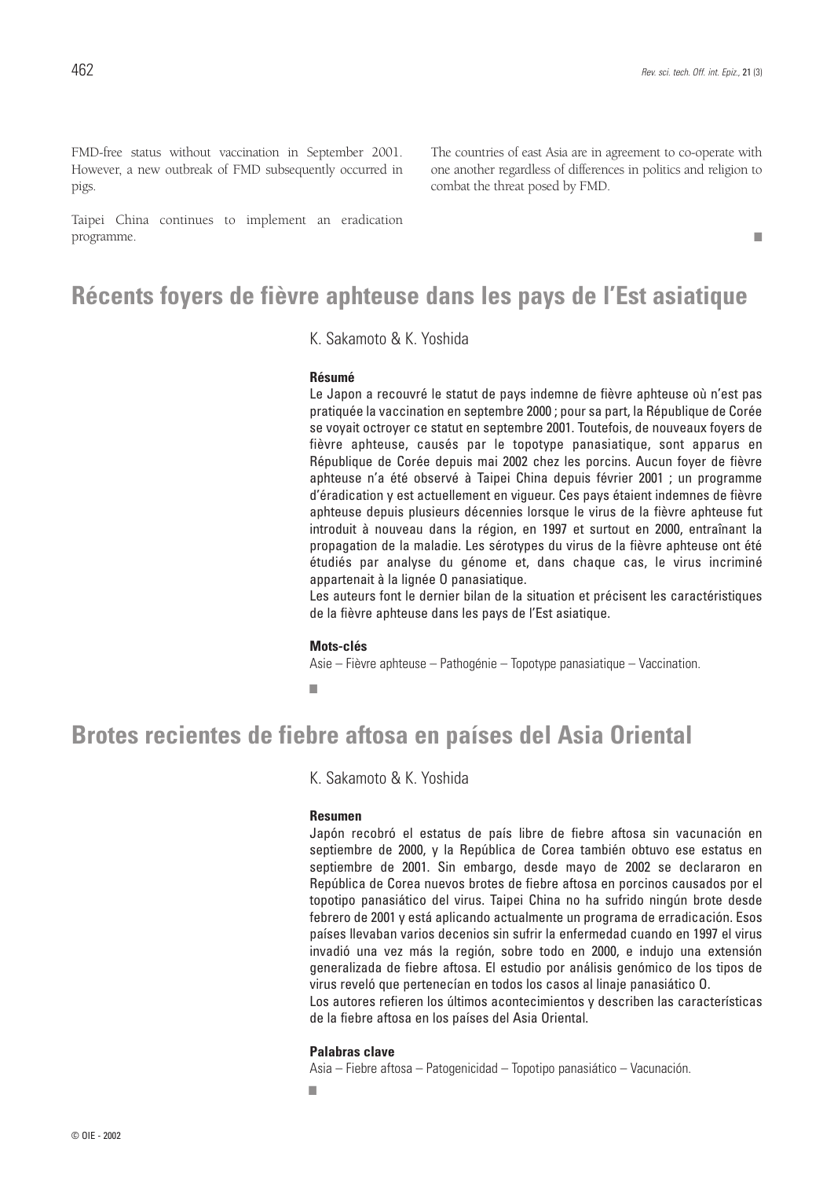FMD-free status without vaccination in September 2001. However, a new outbreak of FMD subsequently occurred in pigs.

Taipei China continues to implement an eradication programme.

The countries of east Asia are in agreement to co-operate with one another regardless of differences in politics and religion to combat the threat posed by FMD.

■

# Récents foyers de fièvre aphteuse dans les pays de l'Est asiatique

K. Sakamoto & K. Yoshida

### Résumé

Le Japon a recouvré le statut de pays indemne de fièvre aphteuse où n'est pas pratiquée la vaccination en septembre 2000 ; pour sa part, la République de Corée se voyait octroyer ce statut en septembre 2001. Toutefois, de nouveaux foyers de fièvre aphteuse, causés par le topotype panasiatique, sont apparus en République de Corée depuis mai 2002 chez les porcins. Aucun foyer de fièvre aphteuse n'a été observé à Taipei China depuis février 2001 ; un programme d'éradication y est actuellement en vigueur. Ces pays étaient indemnes de fièvre aphteuse depuis plusieurs décennies lorsque le virus de la fièvre aphteuse fut introduit à nouveau dans la région, en 1997 et surtout en 2000, entraînant la propagation de la maladie. Les sérotypes du virus de la fièvre aphteuse ont été étudiés par analyse du génome et, dans chaque cas, le virus incriminé appartenait à la lignée O panasiatique.

Les auteurs font le dernier bilan de la situation et précisent les caractéristiques de la fièvre aphteuse dans les pays de l'Est asiatique.

### Mots-clés

Asie – Fièvre aphteuse – Pathogénie – Topotype panasiatique – Vaccination.

■

# Brotes recientes de fiebre aftosa en países del Asia Oriental

K. Sakamoto & K. Yoshida

### Resumen

Japón recobró el estatus de país libre de fiebre aftosa sin vacunación en septiembre de 2000, y la República de Corea también obtuvo ese estatus en septiembre de 2001. Sin embargo, desde mayo de 2002 se declararon en República de Corea nuevos brotes de fiebre aftosa en porcinos causados por el topotipo panasiático del virus. Taipei China no ha sufrido ningún brote desde febrero de 2001 y está aplicando actualmente un programa de erradicación. Esos países llevaban varios decenios sin sufrir la enfermedad cuando en 1997 el virus invadió una vez más la región, sobre todo en 2000, e indujo una extensión generalizada de fiebre aftosa. El estudio por análisis genómico de los tipos de virus reveló que pertenecían en todos los casos al linaje panasiático O.

Los autores refieren los últimos acontecimientos y describen las características de la fiebre aftosa en los países del Asia Oriental.

### Palabras clave

Asia – Fiebre aftosa – Patogenicidad – Topotipo panasiático – Vacunación.

■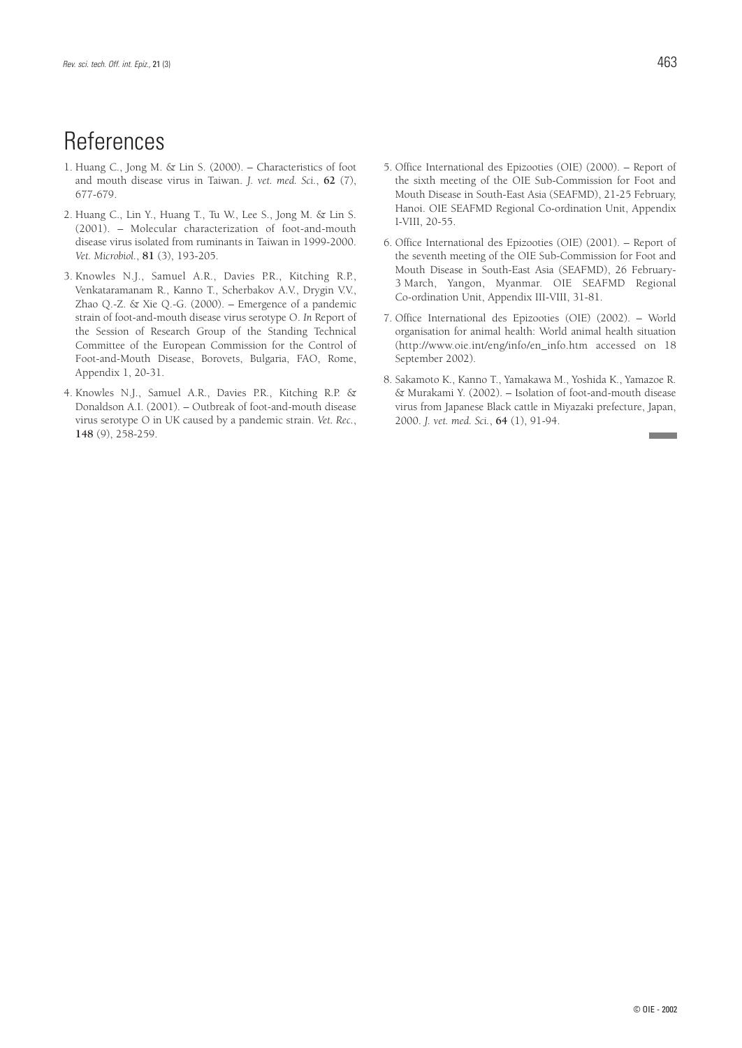# References

1. Huang C., Jong M. & Lin S. (2000). – Characteristics of foot and mouth disease virus in Taiwan. *J. vet. med. Sci.*, **62** (7), 677-679.

2. Huang C., Lin Y., Huang T., Tu W., Lee S., Jong M. & Lin S. (2001). – Molecular characterization of foot-and-mouth disease virus isolated from ruminants in Taiwan in 1999-2000. *Vet. Microbiol.*, **81** (3), 193-205.

3. Knowles N.J., Samuel A.R., Davies P.R., Kitching R.P., Venkataramanam R., Kanno T., Scherbakov A.V., Drygin V.V., Zhao Q.-Z. & Xie Q.-G. (2000). – Emergence of a pandemic strain of foot-and-mouth disease virus serotype O. *In* Report of the Session of Research Group of the Standing Technical Committee of the European Commission for the Control of Foot-and-Mouth Disease, Borovets, Bulgaria, FAO, Rome, Appendix 1, 20-31.

4. Knowles N.J., Samuel A.R., Davies P.R., Kitching R.P. & Donaldson A.I. (2001). – Outbreak of foot-and-mouth disease virus serotype O in UK caused by a pandemic strain. *Vet. Rec.*, **148** (9), 258-259.

5. Office International des Epizooties (OIE) (2000). – Report of the sixth meeting of the OIE Sub-Commission for Foot and Mouth Disease in South-East Asia (SEAFMD), 21-25 February, Hanoi. OIE SEAFMD Regional Co-ordination Unit, Appendix I-VIII, 20-55.

6. Office International des Epizooties (OIE) (2001). – Report of the seventh meeting of the OIE Sub-Commission for Foot and Mouth Disease in South-East Asia (SEAFMD), 26 February-3 March, Yangon, Myanmar. OIE SEAFMD Regional Co-ordination Unit, Appendix III-VIII, 31-81.

7. Office International des Epizooties (OIE) (2002). – World organisation for animal health: World animal health situation (http://www.oie.int/eng/info/en_info.htm accessed on 18 September 2002).

8. Sakamoto K., Kanno T., Yamakawa M., Yoshida K., Yamazoe R. & Murakami Y. (2002). – Isolation of foot-and-mouth disease virus from Japanese Black cattle in Miyazaki prefecture, Japan, 2000. *J. vet. med. Sci.*, **64** (1), 91-94.